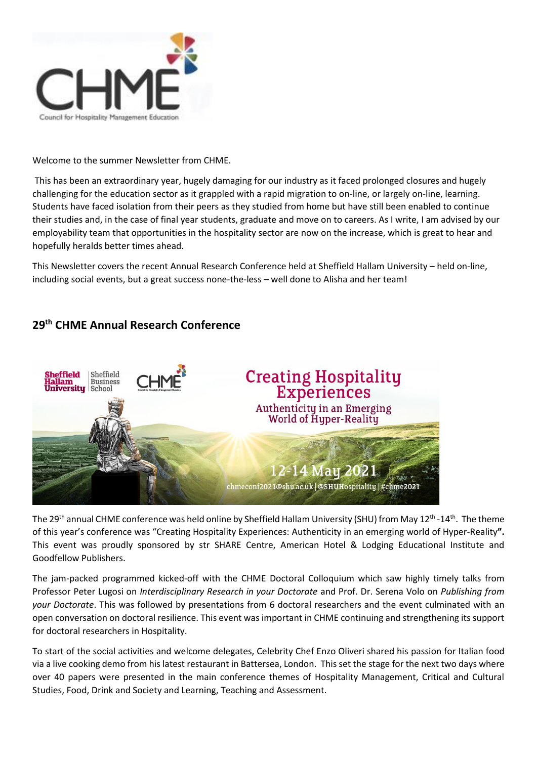Welcome to the summer Newsletter from CHME.

This has been an extraordinary year, hugely damaging for our industry as it faced prolonged closures and hugely challenging for the education sector as it grappled with a rapid migration to on-line, or largely on-line, learning. Students have faced isolation from their peers as they studied from home but have still been enabled to continue their studies and, in the case of final year students, graduate and move on to careers. As I write, I am advised by our employability team that opportunities in the hospitality sector are now on the increase, which is great to hear and hopefully heralds better times ahead.

This Newsletter covers the recent Annual Research Conference held at Sheffield Hallam University – held on-line, including social events, but a great success none-the-less – well done to Alisha and her team!

## 29th CHME Annual Research Conference

The 29th annual CHME conference was held online by Sheffield Hallam University (SHU) from May 12th -14th. The theme of this year's conference was "Creating Hospitality Experiences: Authenticity in an emerging world of Hyper-Reality**".** This event was proudly sponsored by str SHARE Centre, American Hotel & Lodging Educational Institute and Goodfellow Publishers.

The jam-packed programmed kicked-off with the CHME Doctoral Colloquium which saw highly timely talks from Professor Peter Lugosi on *Interdisciplinary Research in your Doctorate* and Prof. Dr. Serena Volo on *Publishing from your Doctorate*. This was followed by presentations from 6 doctoral researchers and the event culminated with an open conversation on doctoral resilience. This event was important in CHME continuing and strengthening its support for doctoral researchers in Hospitality.

To start of the social activities and welcome delegates, Celebrity Chef Enzo Oliveri shared his passion for Italian food via a live cooking demo from his latest restaurant in Battersea, London. This set the stage for the next two days where over 40 papers were presented in the main conference themes of Hospitality Management, Critical and Cultural Studies, Food, Drink and Society and Learning, Teaching and Assessment.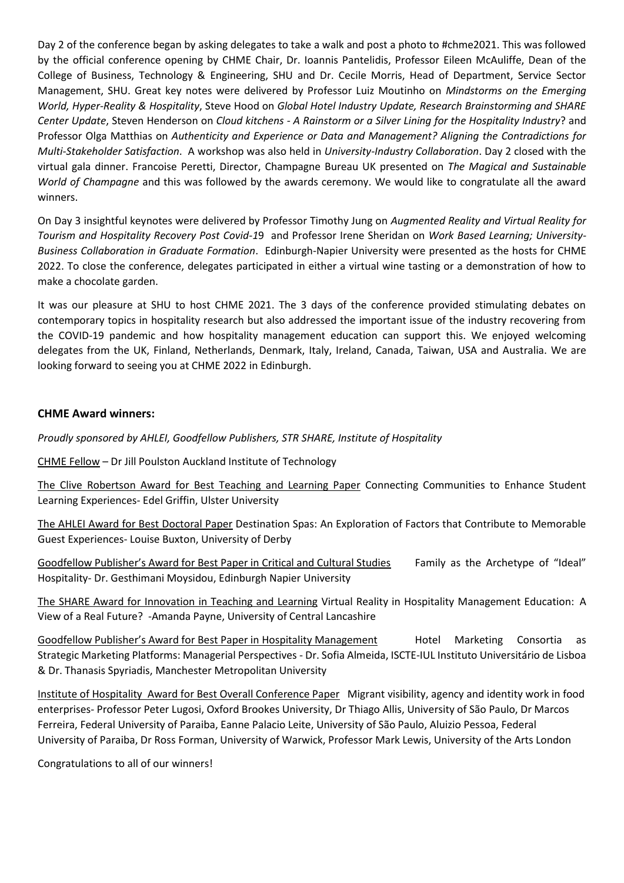Day 2 of the conference began by asking delegates to take a walk and post a photo to #chme2021. This was followed by the official conference opening by CHME Chair, Dr. Ioannis Pantelidis, Professor Eileen McAuliffe, Dean of the College of Business, Technology & Engineering, SHU and Dr. Cecile Morris, Head of Department, Service Sector Management, SHU. Great key notes were delivered by Professor Luiz Moutinho on *Mindstorms on the Emerging World, Hyper-Reality & Hospitality*, Steve Hood on *Global Hotel Industry Update, Research Brainstorming and SHARE Center Update*, Steven Henderson on *Cloud kitchens - A Rainstorm or a Silver Lining for the Hospitality Industry*? and Professor Olga Matthias on *Authenticity and Experience or Data and Management? Aligning the Contradictions for Multi-Stakeholder Satisfaction*. A workshop was also held in *University-Industry Collaboration*. Day 2 closed with the virtual gala dinner. Francoise Peretti, Director, Champagne Bureau UK presented on *The Magical and Sustainable World of Champagne* and this was followed by the awards ceremony. We would like to congratulate all the award winners.

On Day 3 insightful keynotes were delivered by Professor Timothy Jung on *Augmented Reality and Virtual Reality for Tourism and Hospitality Recovery Post Covid-1*9 and Professor Irene Sheridan on *Work Based Learning; University-Business Collaboration in Graduate Formation*. Edinburgh-Napier University were presented as the hosts for CHME 2022. To close the conference, delegates participated in either a virtual wine tasting or a demonstration of how to make a chocolate garden.

It was our pleasure at SHU to host CHME 2021. The 3 days of the conference provided stimulating debates on contemporary topics in hospitality research but also addressed the important issue of the industry recovering from the COVID-19 pandemic and how hospitality management education can support this. We enjoyed welcoming delegates from the UK, Finland, Netherlands, Denmark, Italy, Ireland, Canada, Taiwan, USA and Australia. We are looking forward to seeing you at CHME 2022 in Edinburgh.

**CHME Award winners:**

*Proudly sponsored by AHLEI, Goodfellow Publishers, STR SHARE, Institute of Hospitality*

CHME Fellow – Dr Jill Poulston Auckland Institute of Technology

The Clive Robertson Award for Best Teaching and Learning Paper Connecting Communities to Enhance Student Learning Experiences- Edel Griffin, Ulster University

The AHLEI Award for Best Doctoral Paper Destination Spas: An Exploration of Factors that Contribute to Memorable Guest Experiences- Louise Buxton, University of Derby

Goodfellow Publisher's Award for Best Paper in Critical and Cultural Studies Family as the Archetype of "Ideal" Hospitality- Dr. Gesthimani Moysidou, Edinburgh Napier University

The SHARE Award for Innovation in Teaching and Learning Virtual Reality in Hospitality Management Education: A View of a Real Future? -Amanda Payne, University of Central Lancashire

Goodfellow Publisher's Award for Best Paper in Hospitality Management Hotel Marketing Consortia as Strategic Marketing Platforms: Managerial Perspectives - Dr. Sofia Almeida, ISCTE-IUL Instituto Universitário de Lisboa & Dr. Thanasis Spyriadis, Manchester Metropolitan University

Institute of Hospitality Award for Best Overall Conference Paper Migrant visibility, agency and identity work in food enterprises- Professor Peter Lugosi, Oxford Brookes University, Dr Thiago Allis, University of São Paulo, Dr Marcos Ferreira, Federal University of Paraiba, Eanne Palacio Leite, University of São Paulo, Aluizio Pessoa, Federal University of Paraiba, Dr Ross Forman, University of Warwick, Professor Mark Lewis, University of the Arts London

Congratulations to all of our winners!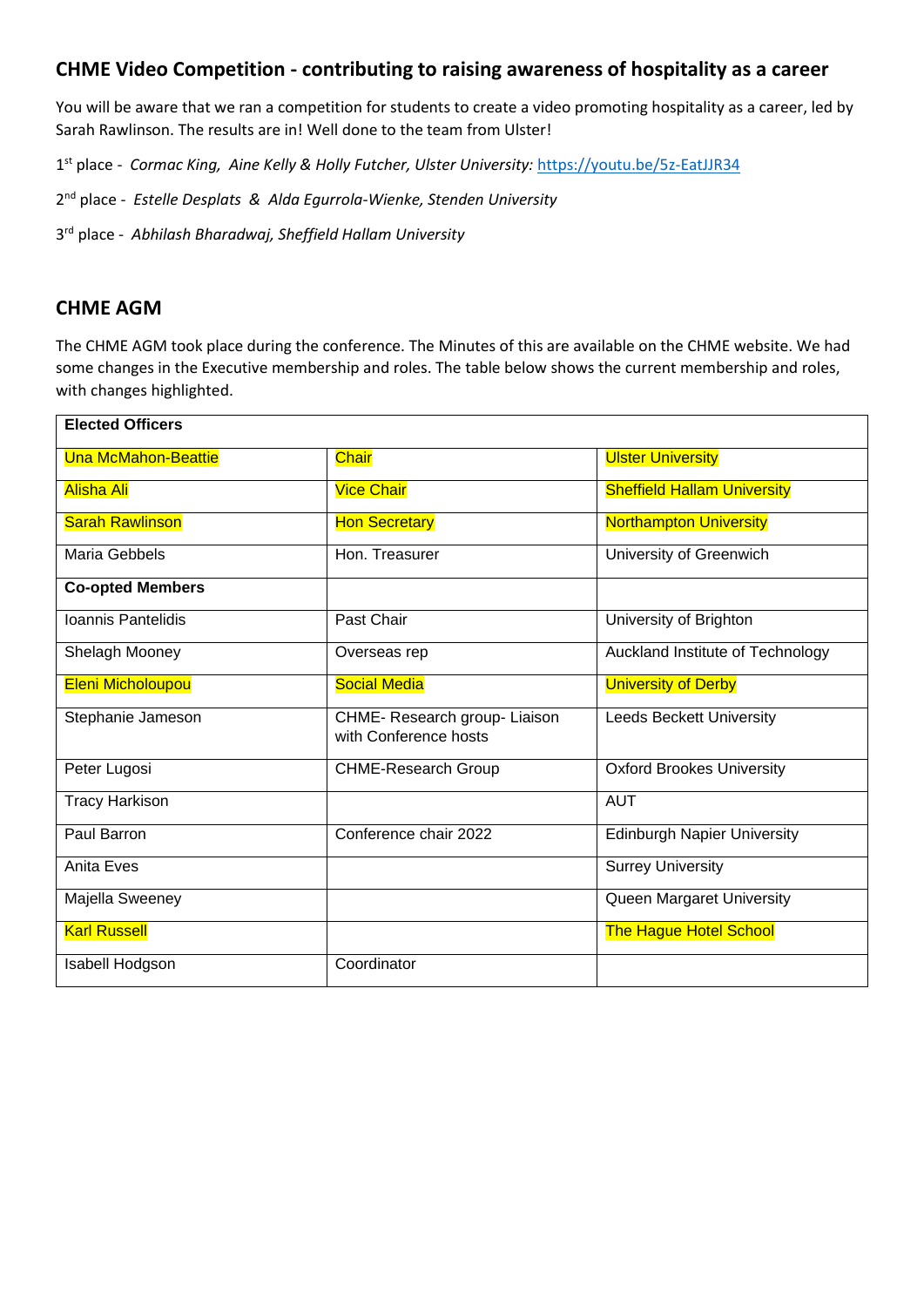## CHME Video Competition - contributing to raising awareness of hospitality as a career

You will be aware that we ran a competition for students to create a video promoting hospitality as a career, led by Sarah Rawlinson. The results are in! Well done to the team from Ulster!

1st place - *Cormac King, Aine Kelly & Holly Futcher, Ulster University:* https://youtu.be/5z-EatJJR34

2nd place - *Estelle Desplats & Alda Egurrola-Wienke, Stenden University*

3rd place - *Abhilash Bharadwaj, Sheffield Hallam University*

## CHME AGM

The CHME AGM took place during the conference. The Minutes of this are available on the CHME website. We had some changes in the Executive membership and roles. The table below shows the current membership and roles, with changes highlighted.

| | | |
|---|---|---|
| **Elected Officers** | | |
| Una McMahon-Beattie | Chair | Ulster University |
| Alisha Ali | Vice Chair | Sheffield Hallam University |
| Sarah Rawlinson | Hon Secretary | Northampton University |
| Maria Gebbels | Hon. Treasurer | University of Greenwich |
| **Co-opted Members** | | |
| Ioannis Pantelidis | Past Chair | University of Brighton |
| Shelagh Mooney | Overseas rep | Auckland Institute of Technology |
| Eleni Micholoupou | Social Media | University of Derby |
| Stephanie Jameson | CHME- Research group- Liaison with Conference hosts | Leeds Beckett University |
| Peter Lugosi | CHME-Research Group | Oxford Brookes University |
| Tracy Harkison | | AUT |
| Paul Barron | Conference chair 2022 | Edinburgh Napier University |
| Anita Eves | | Surrey University |
| Majella Sweeney | | Queen Margaret University |
| Karl Russell | | The Hague Hotel School |
| Isabell Hodgson | Coordinator | |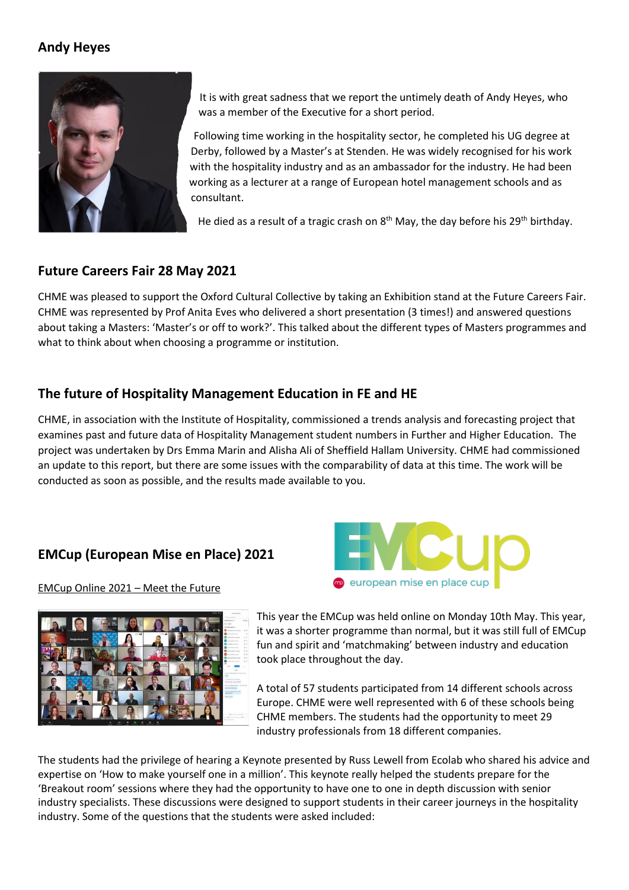## Andy Heyes

It is with great sadness that we report the untimely death of Andy Heyes, who was a member of the Executive for a short period.

Following time working in the hospitality sector, he completed his UG degree at Derby, followed by a Master's at Stenden. He was widely recognised for his work with the hospitality industry and as an ambassador for the industry. He had been working as a lecturer at a range of European hotel management schools and as consultant.

He died as a result of a tragic crash on 8th May, the day before his 29th birthday.

## Future Careers Fair 28 May 2021

CHME was pleased to support the Oxford Cultural Collective by taking an Exhibition stand at the Future Careers Fair. CHME was represented by Prof Anita Eves who delivered a short presentation (3 times!) and answered questions about taking a Masters: 'Master's or off to work?'. This talked about the different types of Masters programmes and what to think about when choosing a programme or institution.

## The future of Hospitality Management Education in FE and HE

CHME, in association with the Institute of Hospitality, commissioned a trends analysis and forecasting project that examines past and future data of Hospitality Management student numbers in Further and Higher Education. The project was undertaken by Drs Emma Marin and Alisha Ali of Sheffield Hallam University. CHME had commissioned an update to this report, but there are some issues with the comparability of data at this time. The work will be conducted as soon as possible, and the results made available to you.

## EMCup (European Mise en Place) 2021

EMCup Online 2021 – Meet the Future

This year the EMCup was held online on Monday 10th May. This year, it was a shorter programme than normal, but it was still full of EMCup fun and spirit and 'matchmaking' between industry and education took place throughout the day.

A total of 57 students participated from 14 different schools across Europe. CHME were well represented with 6 of these schools being CHME members. The students had the opportunity to meet 29 industry professionals from 18 different companies.

The students had the privilege of hearing a Keynote presented by Russ Lewell from Ecolab who shared his advice and expertise on 'How to make yourself one in a million'. This keynote really helped the students prepare for the 'Breakout room' sessions where they had the opportunity to have one to one in depth discussion with senior industry specialists. These discussions were designed to support students in their career journeys in the hospitality industry. Some of the questions that the students were asked included: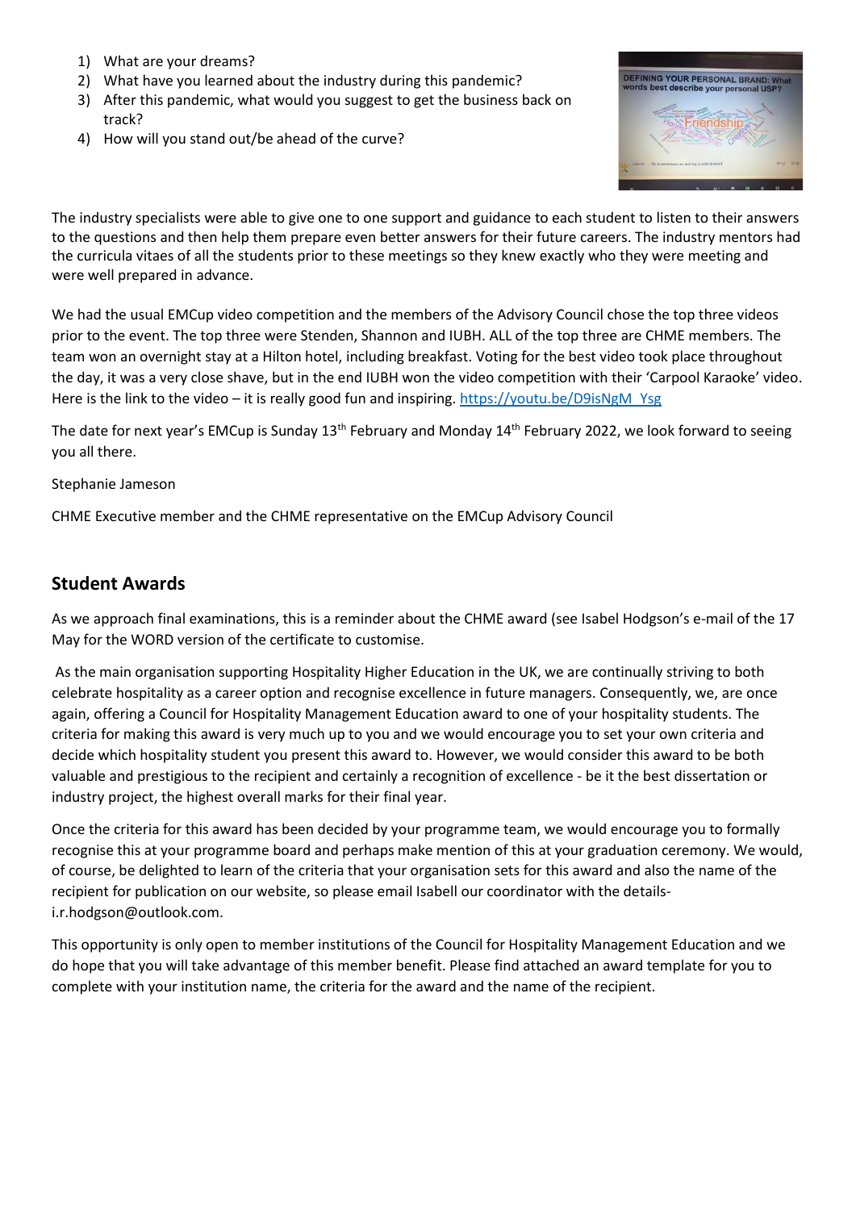1) What are your dreams?
2) What have you learned about the industry during this pandemic?
3) After this pandemic, what would you suggest to get the business back on track?
4) How will you stand out/be ahead of the curve?

The industry specialists were able to give one to one support and guidance to each student to listen to their answers to the questions and then help them prepare even better answers for their future careers. The industry mentors had the curricula vitaes of all the students prior to these meetings so they knew exactly who they were meeting and were well prepared in advance.

We had the usual EMCup video competition and the members of the Advisory Council chose the top three videos prior to the event. The top three were Stenden, Shannon and IUBH. ALL of the top three are CHME members. The team won an overnight stay at a Hilton hotel, including breakfast. Voting for the best video took place throughout the day, it was a very close shave, but in the end IUBH won the video competition with their 'Carpool Karaoke' video. Here is the link to the video – it is really good fun and inspiring. https://youtu.be/D9isNgM_Ysg

The date for next year's EMCup is Sunday 13th February and Monday 14th February 2022, we look forward to seeing you all there.

Stephanie Jameson

CHME Executive member and the CHME representative on the EMCup Advisory Council

## Student Awards

As we approach final examinations, this is a reminder about the CHME award (see Isabel Hodgson's e-mail of the 17 May for the WORD version of the certificate to customise.

As the main organisation supporting Hospitality Higher Education in the UK, we are continually striving to both celebrate hospitality as a career option and recognise excellence in future managers. Consequently, we, are once again, offering a Council for Hospitality Management Education award to one of your hospitality students. The criteria for making this award is very much up to you and we would encourage you to set your own criteria and decide which hospitality student you present this award to. However, we would consider this award to be both valuable and prestigious to the recipient and certainly a recognition of excellence - be it the best dissertation or industry project, the highest overall marks for their final year.

Once the criteria for this award has been decided by your programme team, we would encourage you to formally recognise this at your programme board and perhaps make mention of this at your graduation ceremony. We would, of course, be delighted to learn of the criteria that your organisation sets for this award and also the name of the recipient for publication on our website, so please email Isabell our coordinator with the details- i.r.hodgson@outlook.com.

This opportunity is only open to member institutions of the Council for Hospitality Management Education and we do hope that you will take advantage of this member benefit. Please find attached an award template for you to complete with your institution name, the criteria for the award and the name of the recipient.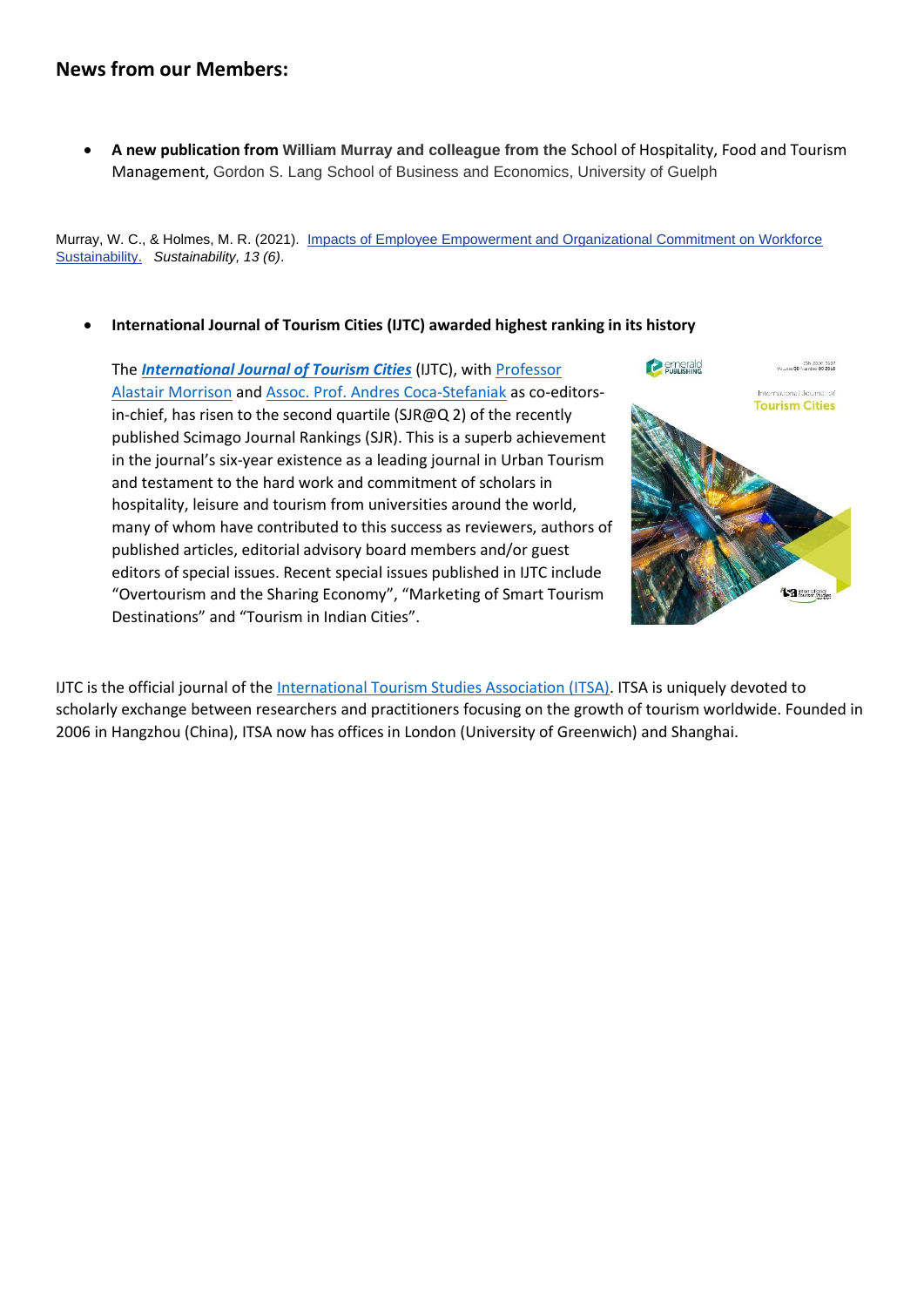## News from our Members:

- **A new publication from William Murray and colleague from the** School of Hospitality, Food and Tourism Management, Gordon S. Lang School of Business and Economics, University of Guelph

Murray, W. C., & Holmes, M. R. (2021). Impacts of Employee Empowerment and Organizational Commitment on Workforce Sustainability. *Sustainability*, *13 (6)*.

- **International Journal of Tourism Cities (IJTC) awarded highest ranking in its history**

  The ***International Journal of Tourism Cities*** (IJTC), with Professor Alastair Morrison and Assoc. Prof. Andres Coca-Stefaniak as co-editors-in-chief, has risen to the second quartile (SJR@Q 2) of the recently published Scimago Journal Rankings (SJR). This is a superb achievement in the journal's six-year existence as a leading journal in Urban Tourism and testament to the hard work and commitment of scholars in hospitality, leisure and tourism from universities around the world, many of whom have contributed to this success as reviewers, authors of published articles, editorial advisory board members and/or guest editors of special issues. Recent special issues published in IJTC include "Overtourism and the Sharing Economy", "Marketing of Smart Tourism Destinations" and "Tourism in Indian Cities".

IJTC is the official journal of the International Tourism Studies Association (ITSA). ITSA is uniquely devoted to scholarly exchange between researchers and practitioners focusing on the growth of tourism worldwide. Founded in 2006 in Hangzhou (China), ITSA now has offices in London (University of Greenwich) and Shanghai.